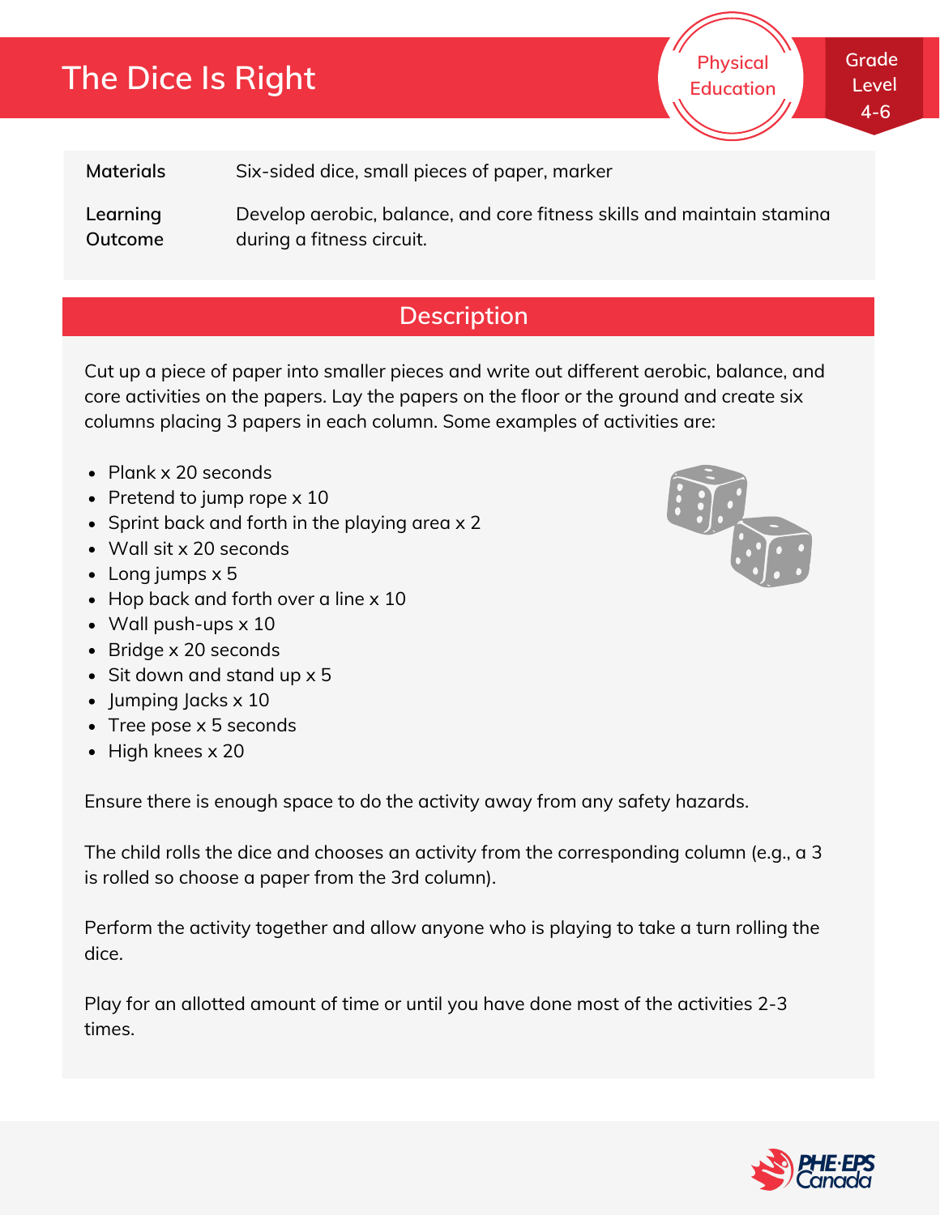# The Dice Is Right

Physical Education

Grade Level 4-6

| | |
|---|---|
| **Materials** | Six-sided dice, small pieces of paper, marker |
| **Learning Outcome** | Develop aerobic, balance, and core fitness skills and maintain stamina during a fitness circuit. |

## Description

Cut up a piece of paper into smaller pieces and write out different aerobic, balance, and core activities on the papers. Lay the papers on the floor or the ground and create six columns placing 3 papers in each column. Some examples of activities are:

- Plank x 20 seconds
- Pretend to jump rope x 10
- Sprint back and forth in the playing area x 2
- Wall sit x 20 seconds
- Long jumps x 5
- Hop back and forth over a line x 10
- Wall push-ups x 10
- Bridge x 20 seconds
- Sit down and stand up x 5
- Jumping Jacks x 10
- Tree pose x 5 seconds
- High knees x 20

Ensure there is enough space to do the activity away from any safety hazards.

The child rolls the dice and chooses an activity from the corresponding column (e.g., a 3 is rolled so choose a paper from the 3rd column).

Perform the activity together and allow anyone who is playing to take a turn rolling the dice.

Play for an allotted amount of time or until you have done most of the activities 2-3 times.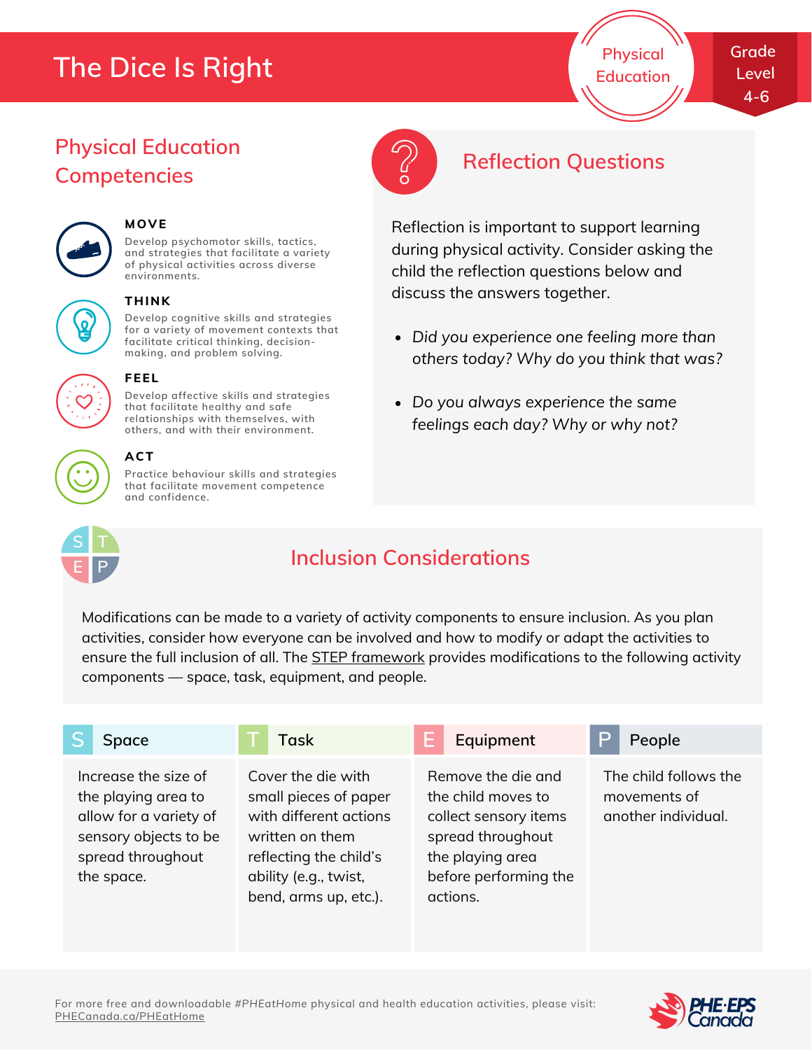# The Dice Is Right

Physical Education

Grade Level 4-6

## Physical Education Competencies

**MOVE**

Develop psychomotor skills, tactics, and strategies that facilitate a variety of physical activities across diverse environments.

**THINK**

Develop cognitive skills and strategies for a variety of movement contexts that facilitate critical thinking, decision-making, and problem solving.

**FEEL**

Develop affective skills and strategies that facilitate healthy and safe relationships with themselves, with others, and with their environment.

**ACT**

Practice behaviour skills and strategies that facilitate movement competence and confidence.

## Reflection Questions

Reflection is important to support learning during physical activity. Consider asking the child the reflection questions below and discuss the answers together.

- *Did you experience one feeling more than others today? Why do you think that was?*
- *Do you always experience the same feelings each day? Why or why not?*

## Inclusion Considerations

Modifications can be made to a variety of activity components to ensure inclusion. As you plan activities, consider how everyone can be involved and how to modify or adapt the activities to ensure the full inclusion of all. The STEP framework provides modifications to the following activity components — space, task, equipment, and people.

| S Space | T Task | E Equipment | P People |
|---|---|---|---|
| Increase the size of the playing area to allow for a variety of sensory objects to be spread throughout the space. | Cover the die with small pieces of paper with different actions written on them reflecting the child's ability (e.g., twist, bend, arms up, etc.). | Remove the die and the child moves to collect sensory items spread throughout the playing area before performing the actions. | The child follows the movements of another individual. |

For more free and downloadable #PHEatHome physical and health education activities, please visit: PHECanada.ca/PHEatHome